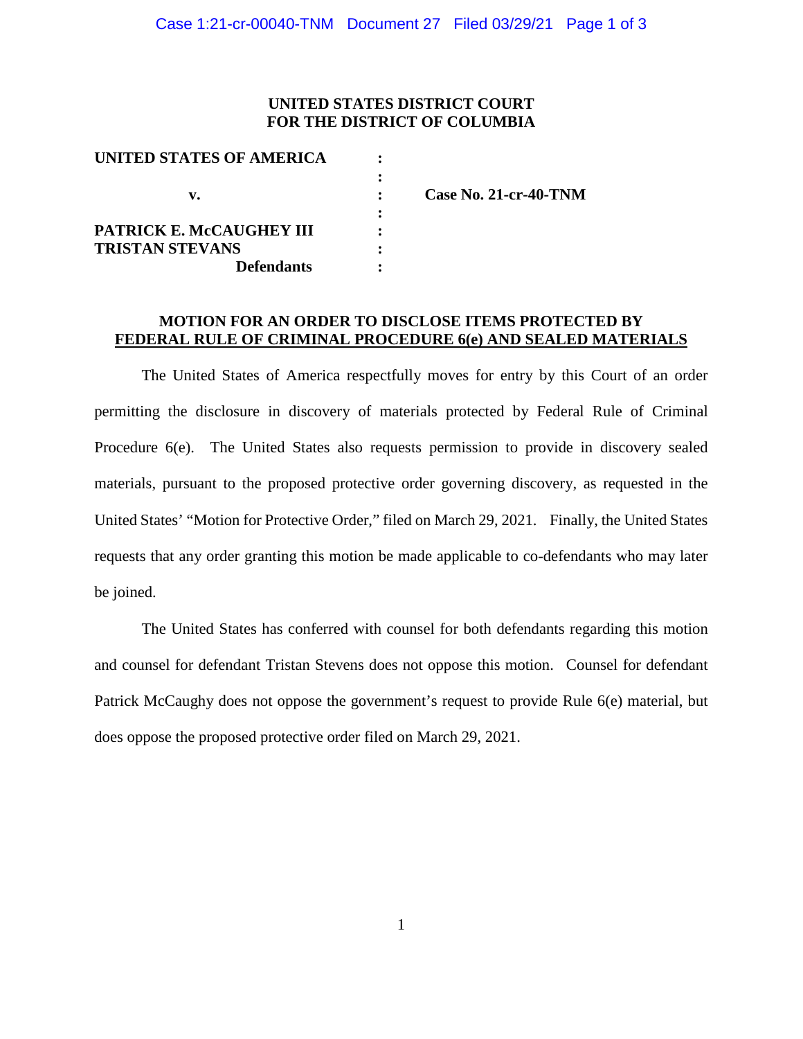**UNITED STATES DISTRICT COURT**
**FOR THE DISTRICT OF COLUMBIA**

| | | |
|---|---|---|
| **UNITED STATES OF AMERICA** | : | |
| | : | |
| **v.** | : | **Case No. 21-cr-40-TNM** |
| | : | |
| **PATRICK E. McCAUGHEY III** | : | |
| **TRISTAN STEVANS** | : | |
| **Defendants** | : | |

**MOTION FOR AN ORDER TO DISCLOSE ITEMS PROTECTED BY FEDERAL RULE OF CRIMINAL PROCEDURE 6(e) AND SEALED MATERIALS**

The United States of America respectfully moves for entry by this Court of an order permitting the disclosure in discovery of materials protected by Federal Rule of Criminal Procedure 6(e). The United States also requests permission to provide in discovery sealed materials, pursuant to the proposed protective order governing discovery, as requested in the United States' "Motion for Protective Order," filed on March 29, 2021. Finally, the United States requests that any order granting this motion be made applicable to co-defendants who may later be joined.

The United States has conferred with counsel for both defendants regarding this motion and counsel for defendant Tristan Stevens does not oppose this motion. Counsel for defendant Patrick McCaughy does not oppose the government's request to provide Rule 6(e) material, but does oppose the proposed protective order filed on March 29, 2021.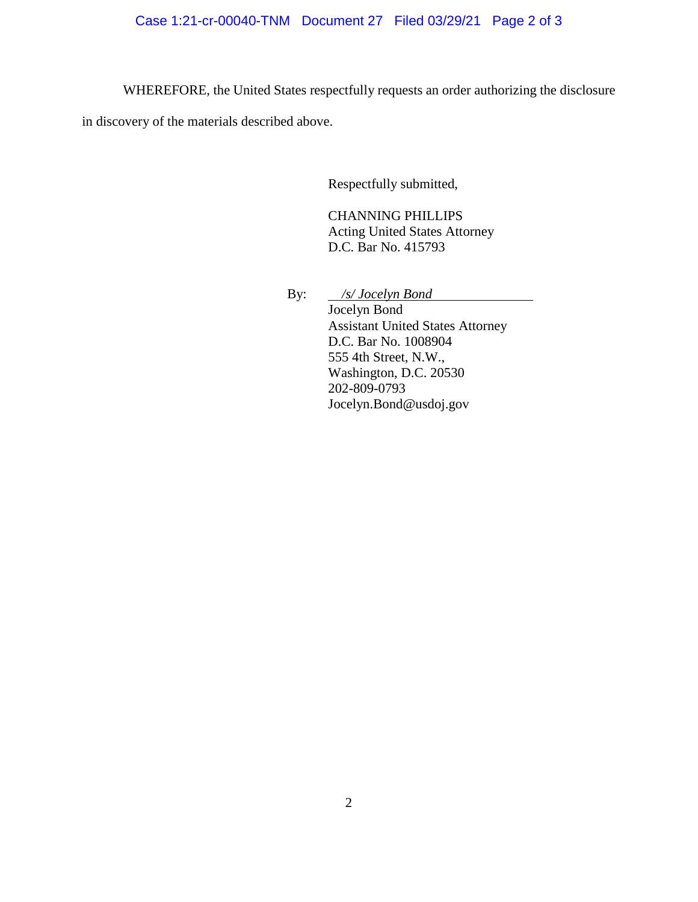WHEREFORE, the United States respectfully requests an order authorizing the disclosure in discovery of the materials described above.

Respectfully submitted,

CHANNING PHILLIPS
Acting United States Attorney
D.C. Bar No. 415793

By: *<u>/s/ Jocelyn Bond</u>*
Jocelyn Bond
Assistant United States Attorney
D.C. Bar No. 1008904
555 4th Street, N.W.,
Washington, D.C. 20530
202-809-0793
Jocelyn.Bond@usdoj.gov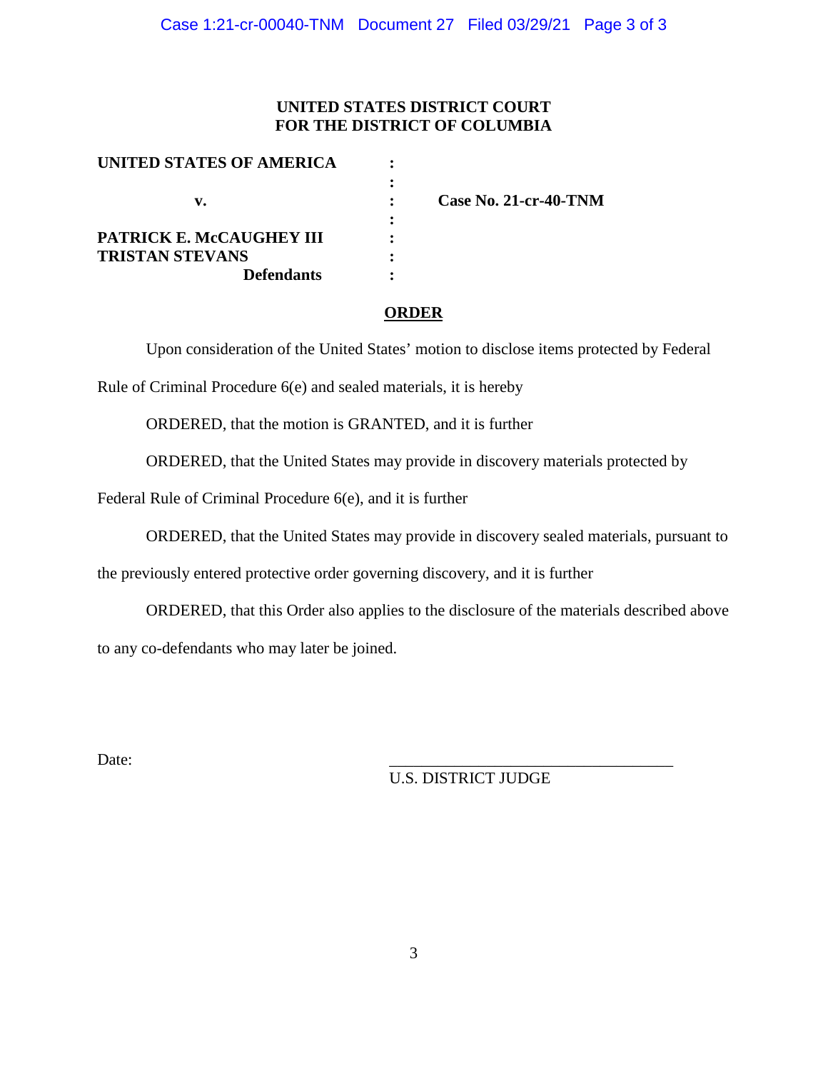**UNITED STATES DISTRICT COURT**
**FOR THE DISTRICT OF COLUMBIA**

| | | |
|---|---|---|
| **UNITED STATES OF AMERICA** | : | |
| | : | |
| **v.** | : | **Case No. 21-cr-40-TNM** |
| | : | |
| **PATRICK E. McCAUGHEY III** | : | |
| **TRISTAN STEVANS** | : | |
| **Defendants** | : | |

## **ORDER**

Upon consideration of the United States' motion to disclose items protected by Federal Rule of Criminal Procedure 6(e) and sealed materials, it is hereby

ORDERED, that the motion is GRANTED, and it is further

ORDERED, that the United States may provide in discovery materials protected by Federal Rule of Criminal Procedure 6(e), and it is further

ORDERED, that the United States may provide in discovery sealed materials, pursuant to the previously entered protective order governing discovery, and it is further

ORDERED, that this Order also applies to the disclosure of the materials described above to any co-defendants who may later be joined.

Date:

\_\_\_\_\_\_\_\_\_\_\_\_\_\_\_\_\_\_\_\_\_\_\_\_\_\_\_\_\_\_\_\_\_\_\_\_
U.S. DISTRICT JUDGE